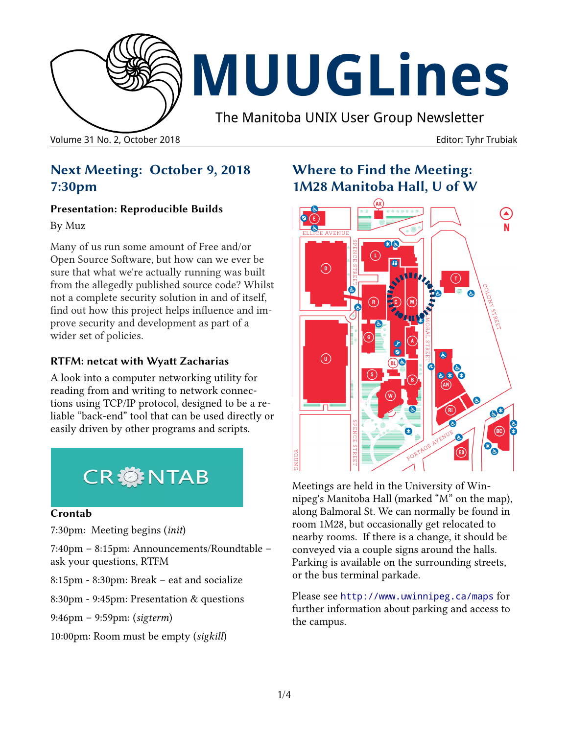# MUUGLines

The Manitoba UNIX User Group Newsletter

Volume 31 No. 2, October 2018 | Editor: Tyhr Trubiak

## Next Meeting: October 9, 2018 7:30pm

### Presentation: Reproducible Builds

By Muz

Many of us run some amount of Free and/or Open Source Software, but how can we ever be sure that what we're actually running was built from the allegedly published source code? Whilst not a complete security solution in and of itself, find out how this project helps influence and improve security and development as part of a wider set of policies.

### RTFM: netcat with Wyatt Zacharias

A look into a computer networking utility for reading from and writing to network connections using TCP/IP protocol, designed to be a reliable "back-end" tool that can be used directly or easily driven by other programs and scripts.

CRONTAB

### Crontab

7:30pm: Meeting begins (*init*)

7:40pm – 8:15pm: Announcements/Roundtable – ask your questions, RTFM

8:15pm - 8:30pm: Break – eat and socialize

8:30pm - 9:45pm: Presentation & questions

9:46pm – 9:59pm: (*sigterm*)

10:00pm: Room must be empty (*sigkill*)

## Where to Find the Meeting: 1M28 Manitoba Hall, U of W

Meetings are held in the University of Winnipeg's Manitoba Hall (marked "M" on the map), along Balmoral St. We can normally be found in room 1M28, but occasionally get relocated to nearby rooms. If there is a change, it should be conveyed via a couple signs around the halls. Parking is available on the surrounding streets, or the bus terminal parkade.

Please see `http://www.uwinnipeg.ca/maps` for further information about parking and access to the campus.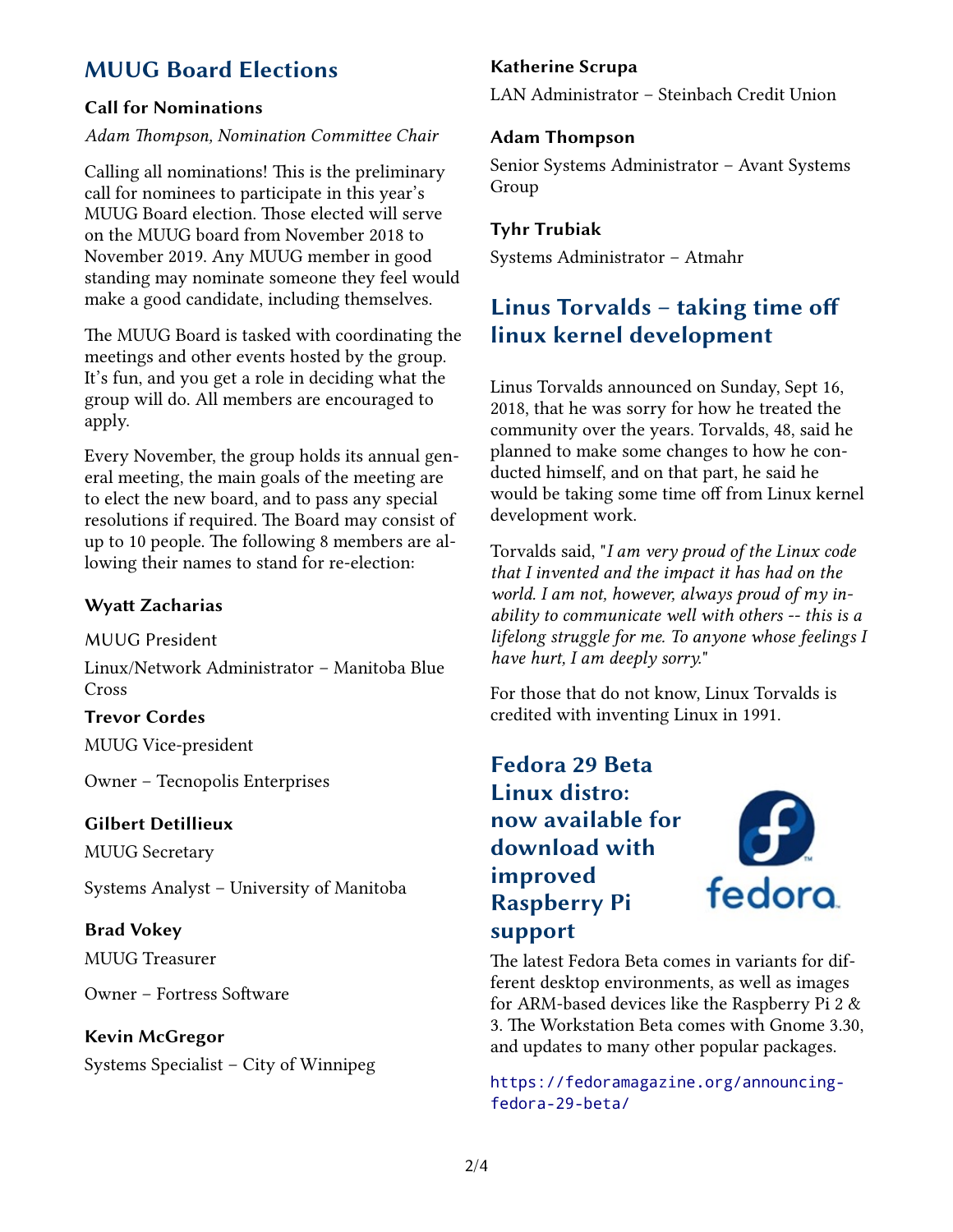## MUUG Board Elections

### Call for Nominations

*Adam Thompson, Nomination Committee Chair*

Calling all nominations! This is the preliminary call for nominees to participate in this year's MUUG Board election. Those elected will serve on the MUUG board from November 2018 to November 2019. Any MUUG member in good standing may nominate someone they feel would make a good candidate, including themselves.

The MUUG Board is tasked with coordinating the meetings and other events hosted by the group. It's fun, and you get a role in deciding what the group will do. All members are encouraged to apply.

Every November, the group holds its annual general meeting, the main goals of the meeting are to elect the new board, and to pass any special resolutions if required. The Board may consist of up to 10 people. The following 8 members are allowing their names to stand for re-election:

**Wyatt Zacharias**

MUUG President

Linux/Network Administrator – Manitoba Blue Cross

**Trevor Cordes**

MUUG Vice-president

Owner – Tecnopolis Enterprises

**Gilbert Detillieux**

MUUG Secretary

Systems Analyst – University of Manitoba

**Brad Vokey**

MUUG Treasurer

Owner – Fortress Software

**Kevin McGregor**

Systems Specialist – City of Winnipeg

**Katherine Scrupa**

LAN Administrator – Steinbach Credit Union

**Adam Thompson**

Senior Systems Administrator – Avant Systems Group

**Tyhr Trubiak**

Systems Administrator – Atmahr

## Linus Torvalds – taking time off linux kernel development

Linus Torvalds announced on Sunday, Sept 16, 2018, that he was sorry for how he treated the community over the years. Torvalds, 48, said he planned to make some changes to how he conducted himself, and on that part, he said he would be taking some time off from Linux kernel development work.

Torvalds said, "*I am very proud of the Linux code that I invented and the impact it has had on the world. I am not, however, always proud of my inability to communicate well with others -- this is a lifelong struggle for me. To anyone whose feelings I have hurt, I am deeply sorry.*"

For those that do not know, Linux Torvalds is credited with inventing Linux in 1991.

## Fedora 29 Beta Linux distro: now available for download with improved Raspberry Pi support

The latest Fedora Beta comes in variants for different desktop environments, as well as images for ARM-based devices like the Raspberry Pi 2 & 3. The Workstation Beta comes with Gnome 3.30, and updates to many other popular packages.

https://fedoramagazine.org/announcing-fedora-29-beta/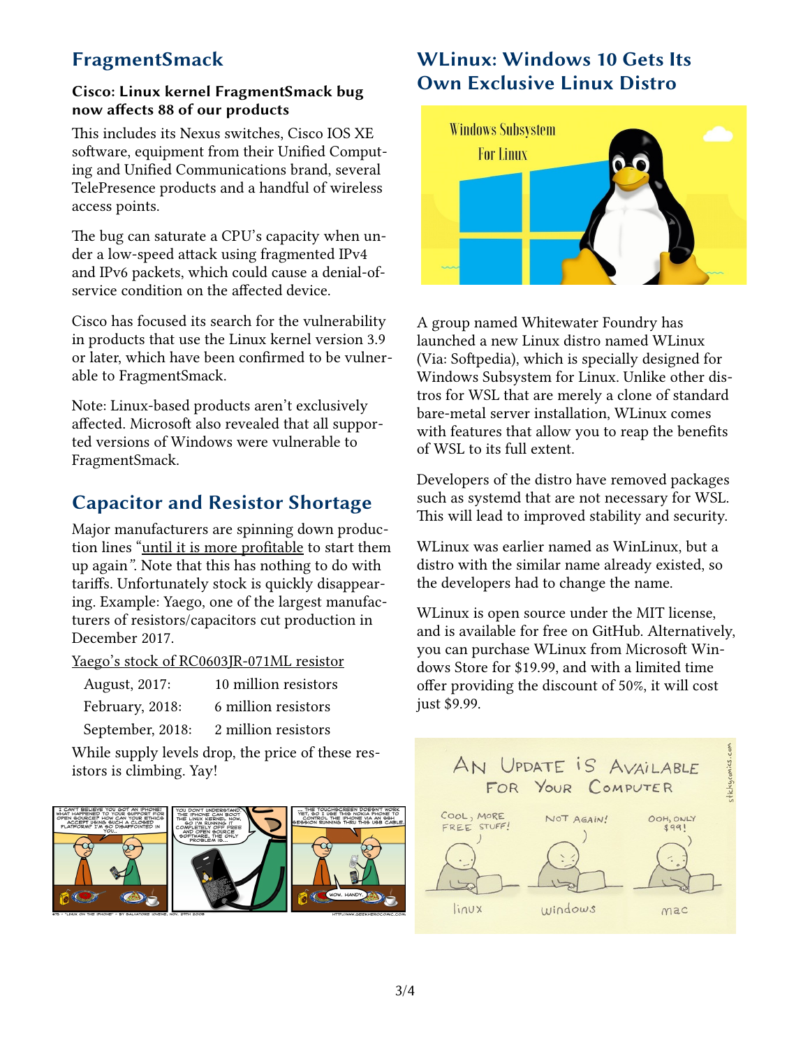## FragmentSmack

**Cisco: Linux kernel FragmentSmack bug now affects 88 of our products**

This includes its Nexus switches, Cisco IOS XE software, equipment from their Unified Computing and Unified Communications brand, several TelePresence products and a handful of wireless access points.

The bug can saturate a CPU's capacity when under a low-speed attack using fragmented IPv4 and IPv6 packets, which could cause a denial-of-service condition on the affected device.

Cisco has focused its search for the vulnerability in products that use the Linux kernel version 3.9 or later, which have been confirmed to be vulnerable to FragmentSmack.

Note: Linux-based products aren't exclusively affected. Microsoft also revealed that all supported versions of Windows were vulnerable to FragmentSmack.

## Capacitor and Resistor Shortage

Major manufacturers are spinning down production lines "until it is more profitable to start them up again". Note that this has nothing to do with tariffs. Unfortunately stock is quickly disappearing. Example: Yaego, one of the largest manufacturers of resistors/capacitors cut production in December 2017.

Yaego's stock of RC0603JR-071ML resistor

| | |
|---|---|
| August, 2017: | 10 million resistors |
| February, 2018: | 6 million resistors |
| September, 2018: | 2 million resistors |

While supply levels drop, the price of these resistors is climbing. Yay!

## WLinux: Windows 10 Gets Its Own Exclusive Linux Distro

A group named Whitewater Foundry has launched a new Linux distro named WLinux (Via: Softpedia), which is specially designed for Windows Subsystem for Linux. Unlike other distros for WSL that are merely a clone of standard bare-metal server installation, WLinux comes with features that allow you to reap the benefits of WSL to its full extent.

Developers of the distro have removed packages such as systemd that are not necessary for WSL. This will lead to improved stability and security.

WLinux was earlier named as WinLinux, but a distro with the similar name already existed, so the developers had to change the name.

WLinux is open source under the MIT license, and is available for free on GitHub. Alternatively, you can purchase WLinux from Microsoft Windows Store for $19.99, and with a limited time offer providing the discount of 50%, it will cost just $9.99.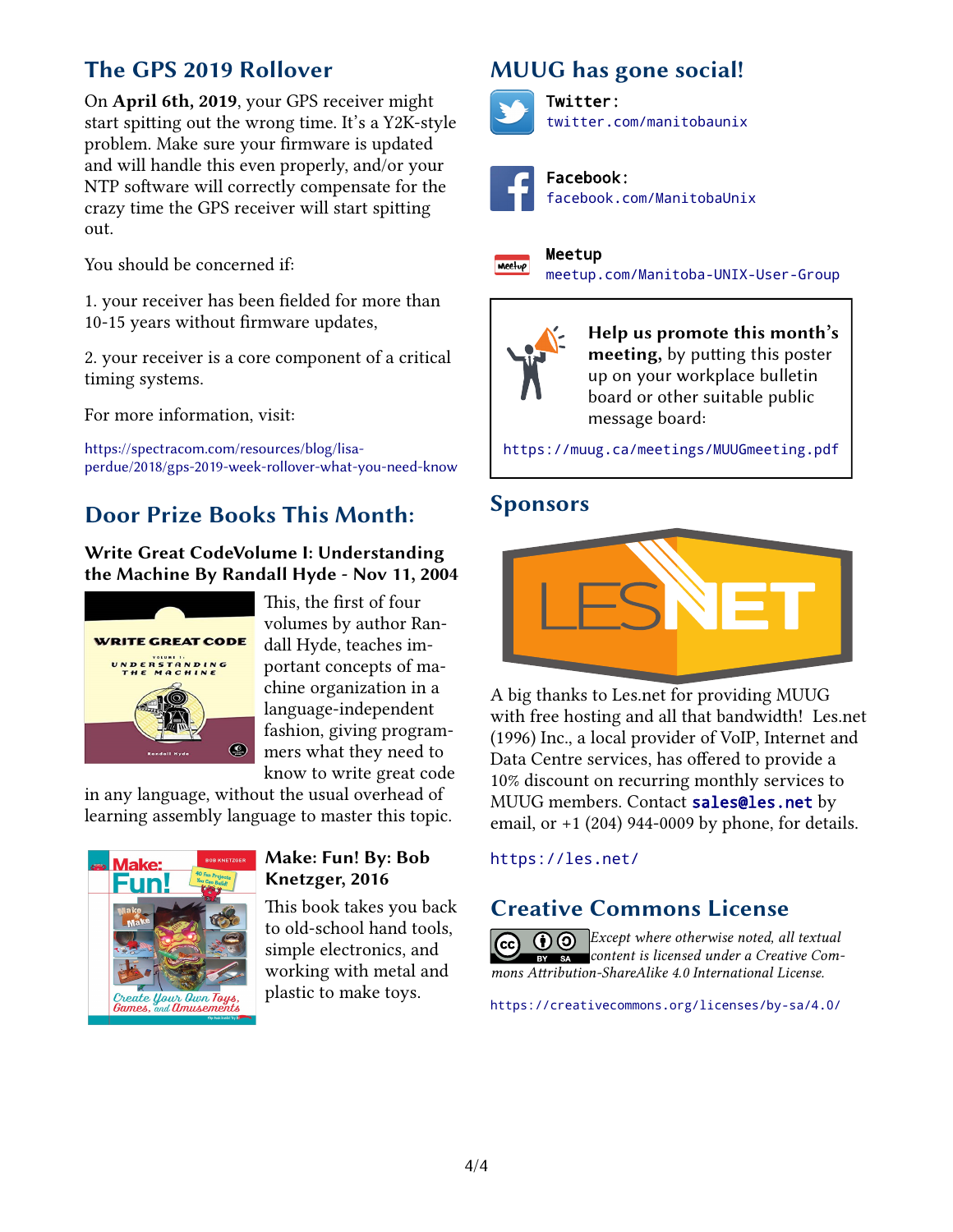## The GPS 2019 Rollover

On **April 6th, 2019**, your GPS receiver might start spitting out the wrong time. It's a Y2K-style problem. Make sure your firmware is updated and will handle this even properly, and/or your NTP software will correctly compensate for the crazy time the GPS receiver will start spitting out.

You should be concerned if:

1. your receiver has been fielded for more than 10-15 years without firmware updates,

2. your receiver is a core component of a critical timing systems.

For more information, visit:

https://spectracom.com/resources/blog/lisa-perdue/2018/gps-2019-week-rollover-what-you-need-know

## Door Prize Books This Month:

### Write Great CodeVolume I: Understanding the Machine By Randall Hyde - Nov 11, 2004

This, the first of four volumes by author Randall Hyde, teaches important concepts of machine organization in a language-independent fashion, giving programmers what they need to know to write great code in any language, without the usual overhead of learning assembly language to master this topic.

### Make: Fun! By: Bob Knetzger, 2016

This book takes you back to old-school hand tools, simple electronics, and working with metal and plastic to make toys.

## MUUG has gone social!

**Twitter:**
twitter.com/manitobaunix

**Facebook:**
facebook.com/ManitobaUnix

**Meetup**
meetup.com/Manitoba-UNIX-User-Group

**Help us promote this month's meeting,** by putting this poster up on your workplace bulletin board or other suitable public message board:

https://muug.ca/meetings/MUUGmeeting.pdf

## Sponsors

A big thanks to Les.net for providing MUUG with free hosting and all that bandwidth! Les.net (1996) Inc., a local provider of VoIP, Internet and Data Centre services, has offered to provide a 10% discount on recurring monthly services to MUUG members. Contact **sales@les.net** by email, or +1 (204) 944-0009 by phone, for details.

https://les.net/

## Creative Commons License

*Except where otherwise noted, all textual content is licensed under a Creative Commons Attribution-ShareAlike 4.0 International License.*

https://creativecommons.org/licenses/by-sa/4.0/